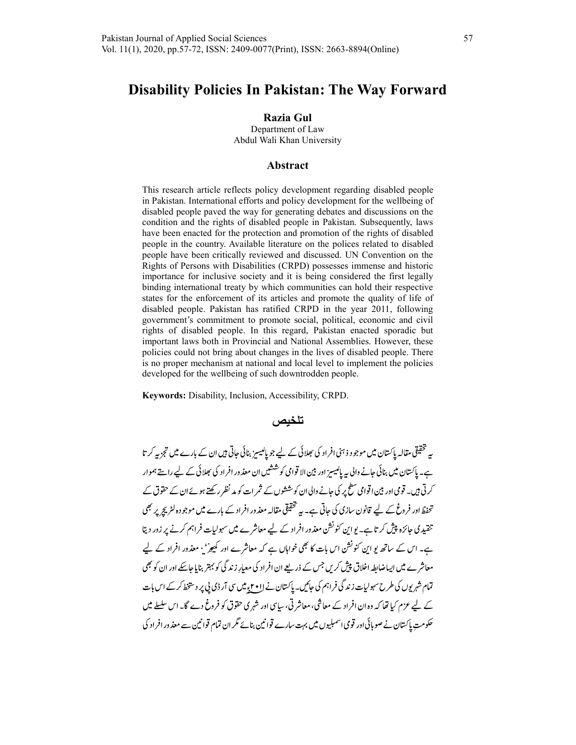# Disability Policies In Pakistan: The Way Forward

**Razia Gul**
Department of Law
Abdul Wali Khan University

## Abstract

This research article reflects policy development regarding disabled people in Pakistan. International efforts and policy development for the wellbeing of disabled people paved the way for generating debates and discussions on the condition and the rights of disabled people in Pakistan. Subsequently, laws have been enacted for the protection and promotion of the rights of disabled people in the country. Available literature on the polices related to disabled people have been critically reviewed and discussed. UN Convention on the Rights of Persons with Disabilities (CRPD) possesses immense and historic importance for inclusive society and it is being considered the first legally binding international treaty by which communities can hold their respective states for the enforcement of its articles and promote the quality of life of disabled people. Pakistan has ratified CRPD in the year 2011, following government's commitment to promote social, political, economic and civil rights of disabled people. In this regard, Pakistan enacted sporadic but important laws both in Provincial and National Assemblies. However, these policies could not bring about changes in the lives of disabled people. There is no proper mechanism at national and local level to implement the policies developed for the wellbeing of such downtrodden people.

**Keywords:** Disability, Inclusion, Accessibility, CRPD.

## تلخیص

یہ تحقیقی مقالہ پاکستان میں موجود ذہنی افراد کی بھلائی کے لیے جو پالیسیز بنائی جاتی ہیں ان کے بارے میں تجزیہ کرتا ہے۔ پاکستان میں بنائی جانے والی یہ پالیسیز اور بین الاقوامی کوششیں ان معذور افراد کی بھلائی کے لیے راستے ہموار کرتی ہیں۔ قومی اور بین اقوامی سطح پر کی جانے والی ان کوششوں کے ثمرات کو مدنظر رکھتے ہوئے ان کے حقوق کے تحفظ اور فروغ کے لیے قانون سازی کی جاتی ہے۔ یہ تحقیقی مقالہ معذور افراد کے بارے میں موجودہ لٹریچر پر بھی تنقیدی جائزہ پیش کرتا ہے۔ یو این کنونشن معذور افراد کے لیے معاشرے میں سہولیات فراہم کرنے پر زور دیتا ہے۔ اس کے ساتھ یو این کنونشن اس بات کا بھی خواہاں ہے کہ معاشرے اور کمیونٹی معذور افراد کے لیے معاشرے میں ایسا ضابطہ اخلاق پیش کریں جس کے ذریعے ان افراد کی معیارِ زندگی کو بہتر بنایا جاسکے اور ان کو بھی تمام شہریوں کی طرح سہولیات زندگی فراہم کی جائیں۔ پاکستان نے ۲۰۱۱ء میں سی آر ڈی پی پر دستخط کرکے اس بات کے لیے عزم کیا تھا کہ وہ ان افراد کے معاشی، معاشرتی، سیاسی اور شہری حقوق کو فروغ دے گا۔ اس سلسلے میں حکومتِ پاکستان نے صوبائی اور قومی اسمبلیوں میں بہت سارے قوانین بنائے مگر ان تمام قوانین سے معذور افراد کی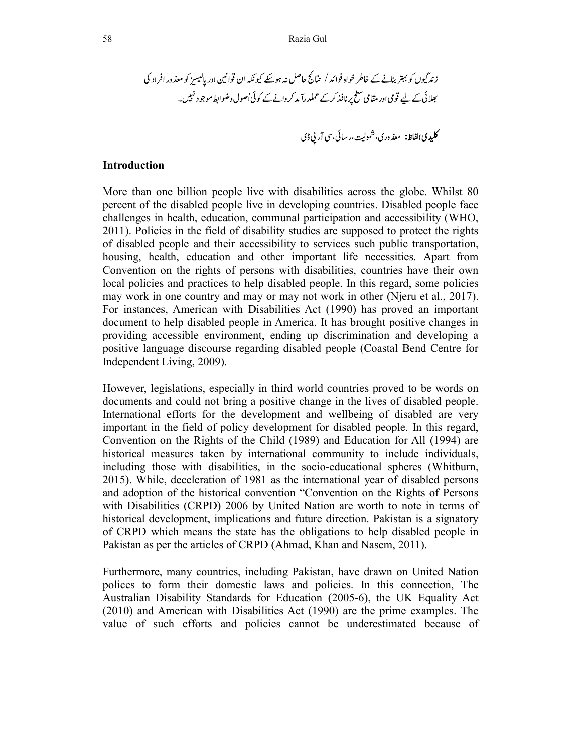زندگیوں کو بہتر بنانے کے خاطر خواہ فوائد / نتائج حاصل نہ ہوسکے کیونکہ ان قوانین اور پالیسیز کو معذور افراد کی بھلائی کے لیے قومی اور مقامی سطح پر نافذ کر کے عملدرآمد کروانے کے کوئی اُصول وضوابط موجود نہیں۔

**کلیدی الفاظ:** معذوری، شمولیت، رسائی، سی آر پی ڈی

## Introduction

More than one billion people live with disabilities across the globe. Whilst 80 percent of the disabled people live in developing countries. Disabled people face challenges in health, education, communal participation and accessibility (WHO, 2011). Policies in the field of disability studies are supposed to protect the rights of disabled people and their accessibility to services such public transportation, housing, health, education and other important life necessities. Apart from Convention on the rights of persons with disabilities, countries have their own local policies and practices to help disabled people. In this regard, some policies may work in one country and may or may not work in other (Njeru et al., 2017). For instances, American with Disabilities Act (1990) has proved an important document to help disabled people in America. It has brought positive changes in providing accessible environment, ending up discrimination and developing a positive language discourse regarding disabled people (Coastal Bend Centre for Independent Living, 2009).

However, legislations, especially in third world countries proved to be words on documents and could not bring a positive change in the lives of disabled people. International efforts for the development and wellbeing of disabled are very important in the field of policy development for disabled people. In this regard, Convention on the Rights of the Child (1989) and Education for All (1994) are historical measures taken by international community to include individuals, including those with disabilities, in the socio-educational spheres (Whitburn, 2015). While, deceleration of 1981 as the international year of disabled persons and adoption of the historical convention "Convention on the Rights of Persons with Disabilities (CRPD) 2006 by United Nation are worth to note in terms of historical development, implications and future direction. Pakistan is a signatory of CRPD which means the state has the obligations to help disabled people in Pakistan as per the articles of CRPD (Ahmad, Khan and Nasem, 2011).

Furthermore, many countries, including Pakistan, have drawn on United Nation polices to form their domestic laws and policies. In this connection, The Australian Disability Standards for Education (2005-6), the UK Equality Act (2010) and American with Disabilities Act (1990) are the prime examples. The value of such efforts and policies cannot be underestimated because of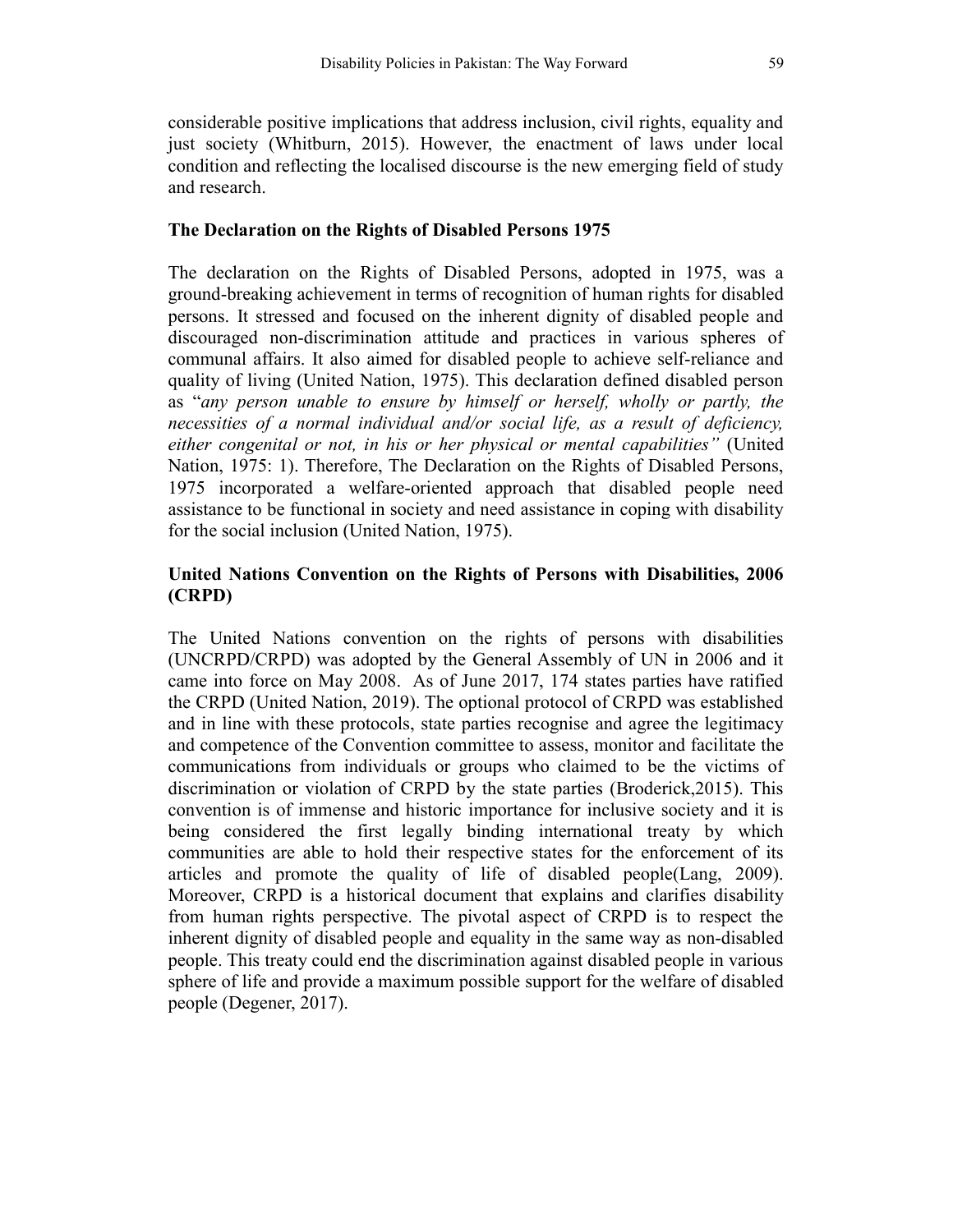considerable positive implications that address inclusion, civil rights, equality and just society (Whitburn, 2015). However, the enactment of laws under local condition and reflecting the localised discourse is the new emerging field of study and research.

## The Declaration on the Rights of Disabled Persons 1975

The declaration on the Rights of Disabled Persons, adopted in 1975, was a ground-breaking achievement in terms of recognition of human rights for disabled persons. It stressed and focused on the inherent dignity of disabled people and discouraged non-discrimination attitude and practices in various spheres of communal affairs. It also aimed for disabled people to achieve self-reliance and quality of living (United Nation, 1975). This declaration defined disabled person as "*any person unable to ensure by himself or herself, wholly or partly, the necessities of a normal individual and/or social life, as a result of deficiency, either congenital or not, in his or her physical or mental capabilities"* (United Nation, 1975: 1). Therefore, The Declaration on the Rights of Disabled Persons, 1975 incorporated a welfare-oriented approach that disabled people need assistance to be functional in society and need assistance in coping with disability for the social inclusion (United Nation, 1975).

## United Nations Convention on the Rights of Persons with Disabilities, 2006 (CRPD)

The United Nations convention on the rights of persons with disabilities (UNCRPD/CRPD) was adopted by the General Assembly of UN in 2006 and it came into force on May 2008. As of June 2017, 174 states parties have ratified the CRPD (United Nation, 2019). The optional protocol of CRPD was established and in line with these protocols, state parties recognise and agree the legitimacy and competence of the Convention committee to assess, monitor and facilitate the communications from individuals or groups who claimed to be the victims of discrimination or violation of CRPD by the state parties (Broderick,2015). This convention is of immense and historic importance for inclusive society and it is being considered the first legally binding international treaty by which communities are able to hold their respective states for the enforcement of its articles and promote the quality of life of disabled people(Lang, 2009). Moreover, CRPD is a historical document that explains and clarifies disability from human rights perspective. The pivotal aspect of CRPD is to respect the inherent dignity of disabled people and equality in the same way as non-disabled people. This treaty could end the discrimination against disabled people in various sphere of life and provide a maximum possible support for the welfare of disabled people (Degener, 2017).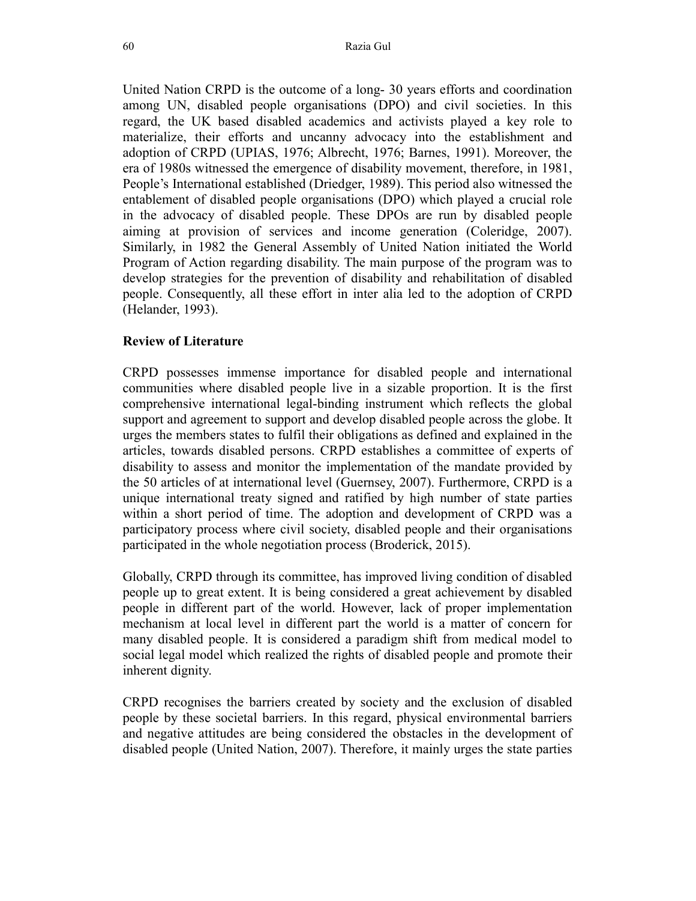United Nation CRPD is the outcome of a long- 30 years efforts and coordination among UN, disabled people organisations (DPO) and civil societies. In this regard, the UK based disabled academics and activists played a key role to materialize, their efforts and uncanny advocacy into the establishment and adoption of CRPD (UPIAS, 1976; Albrecht, 1976; Barnes, 1991). Moreover, the era of 1980s witnessed the emergence of disability movement, therefore, in 1981, People's International established (Driedger, 1989). This period also witnessed the entablement of disabled people organisations (DPO) which played a crucial role in the advocacy of disabled people. These DPOs are run by disabled people aiming at provision of services and income generation (Coleridge, 2007). Similarly, in 1982 the General Assembly of United Nation initiated the World Program of Action regarding disability. The main purpose of the program was to develop strategies for the prevention of disability and rehabilitation of disabled people. Consequently, all these effort in inter alia led to the adoption of CRPD (Helander, 1993).

## Review of Literature

CRPD possesses immense importance for disabled people and international communities where disabled people live in a sizable proportion. It is the first comprehensive international legal-binding instrument which reflects the global support and agreement to support and develop disabled people across the globe. It urges the members states to fulfil their obligations as defined and explained in the articles, towards disabled persons. CRPD establishes a committee of experts of disability to assess and monitor the implementation of the mandate provided by the 50 articles of at international level (Guernsey, 2007). Furthermore, CRPD is a unique international treaty signed and ratified by high number of state parties within a short period of time. The adoption and development of CRPD was a participatory process where civil society, disabled people and their organisations participated in the whole negotiation process (Broderick, 2015).

Globally, CRPD through its committee, has improved living condition of disabled people up to great extent. It is being considered a great achievement by disabled people in different part of the world. However, lack of proper implementation mechanism at local level in different part the world is a matter of concern for many disabled people. It is considered a paradigm shift from medical model to social legal model which realized the rights of disabled people and promote their inherent dignity.

CRPD recognises the barriers created by society and the exclusion of disabled people by these societal barriers. In this regard, physical environmental barriers and negative attitudes are being considered the obstacles in the development of disabled people (United Nation, 2007). Therefore, it mainly urges the state parties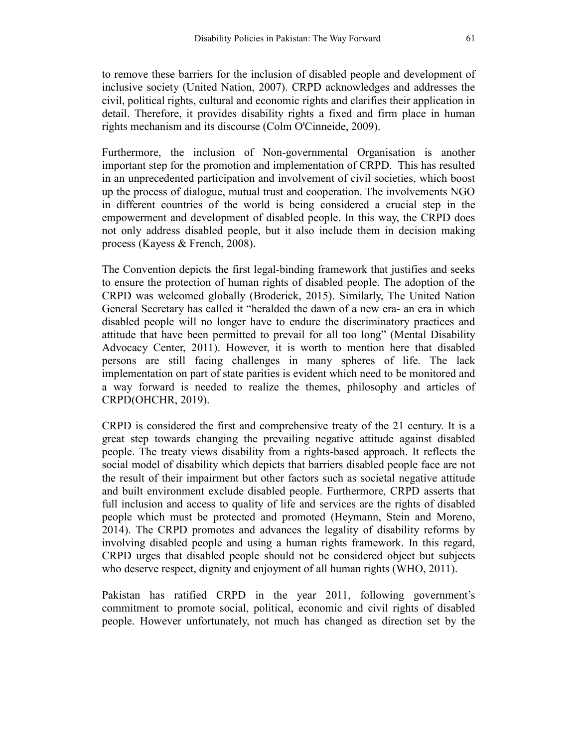to remove these barriers for the inclusion of disabled people and development of inclusive society (United Nation, 2007). CRPD acknowledges and addresses the civil, political rights, cultural and economic rights and clarifies their application in detail. Therefore, it provides disability rights a fixed and firm place in human rights mechanism and its discourse (Colm O'Cinneide, 2009).

Furthermore, the inclusion of Non-governmental Organisation is another important step for the promotion and implementation of CRPD. This has resulted in an unprecedented participation and involvement of civil societies, which boost up the process of dialogue, mutual trust and cooperation. The involvements NGO in different countries of the world is being considered a crucial step in the empowerment and development of disabled people. In this way, the CRPD does not only address disabled people, but it also include them in decision making process (Kayess & French, 2008).

The Convention depicts the first legal-binding framework that justifies and seeks to ensure the protection of human rights of disabled people. The adoption of the CRPD was welcomed globally (Broderick, 2015). Similarly, The United Nation General Secretary has called it "heralded the dawn of a new era- an era in which disabled people will no longer have to endure the discriminatory practices and attitude that have been permitted to prevail for all too long" (Mental Disability Advocacy Center, 2011). However, it is worth to mention here that disabled persons are still facing challenges in many spheres of life. The lack implementation on part of state parities is evident which need to be monitored and a way forward is needed to realize the themes, philosophy and articles of CRPD(OHCHR, 2019).

CRPD is considered the first and comprehensive treaty of the 21 century. It is a great step towards changing the prevailing negative attitude against disabled people. The treaty views disability from a rights-based approach. It reflects the social model of disability which depicts that barriers disabled people face are not the result of their impairment but other factors such as societal negative attitude and built environment exclude disabled people. Furthermore, CRPD asserts that full inclusion and access to quality of life and services are the rights of disabled people which must be protected and promoted (Heymann, Stein and Moreno, 2014). The CRPD promotes and advances the legality of disability reforms by involving disabled people and using a human rights framework. In this regard, CRPD urges that disabled people should not be considered object but subjects who deserve respect, dignity and enjoyment of all human rights (WHO, 2011).

Pakistan has ratified CRPD in the year 2011, following government's commitment to promote social, political, economic and civil rights of disabled people. However unfortunately, not much has changed as direction set by the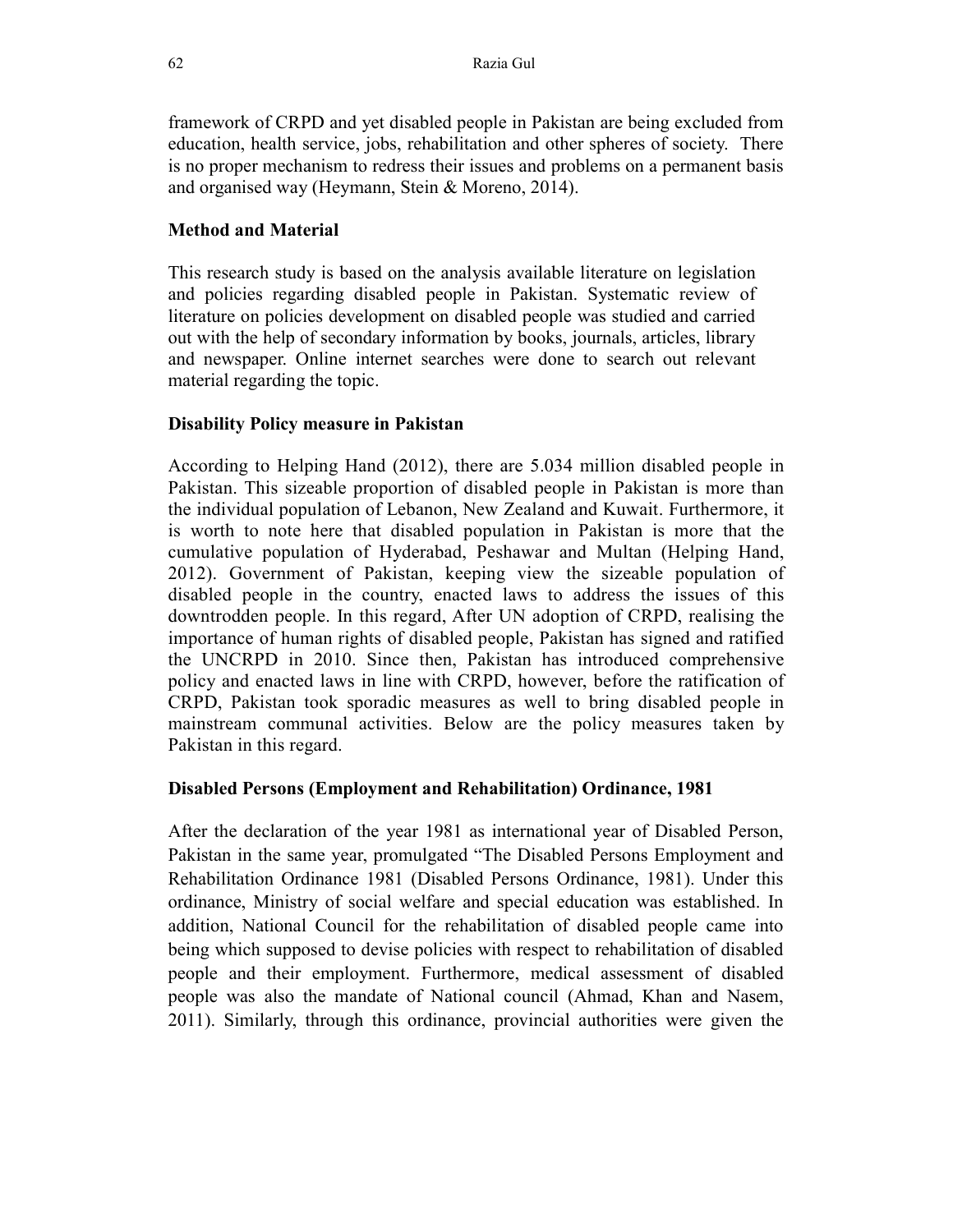framework of CRPD and yet disabled people in Pakistan are being excluded from education, health service, jobs, rehabilitation and other spheres of society. There is no proper mechanism to redress their issues and problems on a permanent basis and organised way (Heymann, Stein & Moreno, 2014).

**Method and Material**

This research study is based on the analysis available literature on legislation and policies regarding disabled people in Pakistan. Systematic review of literature on policies development on disabled people was studied and carried out with the help of secondary information by books, journals, articles, library and newspaper. Online internet searches were done to search out relevant material regarding the topic.

**Disability Policy measure in Pakistan**

According to Helping Hand (2012), there are 5.034 million disabled people in Pakistan. This sizeable proportion of disabled people in Pakistan is more than the individual population of Lebanon, New Zealand and Kuwait. Furthermore, it is worth to note here that disabled population in Pakistan is more that the cumulative population of Hyderabad, Peshawar and Multan (Helping Hand, 2012). Government of Pakistan, keeping view the sizeable population of disabled people in the country, enacted laws to address the issues of this downtrodden people. In this regard, After UN adoption of CRPD, realising the importance of human rights of disabled people, Pakistan has signed and ratified the UNCRPD in 2010. Since then, Pakistan has introduced comprehensive policy and enacted laws in line with CRPD, however, before the ratification of CRPD, Pakistan took sporadic measures as well to bring disabled people in mainstream communal activities. Below are the policy measures taken by Pakistan in this regard.

**Disabled Persons (Employment and Rehabilitation) Ordinance, 1981**

After the declaration of the year 1981 as international year of Disabled Person, Pakistan in the same year, promulgated "The Disabled Persons Employment and Rehabilitation Ordinance 1981 (Disabled Persons Ordinance, 1981). Under this ordinance, Ministry of social welfare and special education was established. In addition, National Council for the rehabilitation of disabled people came into being which supposed to devise policies with respect to rehabilitation of disabled people and their employment. Furthermore, medical assessment of disabled people was also the mandate of National council (Ahmad, Khan and Nasem, 2011). Similarly, through this ordinance, provincial authorities were given the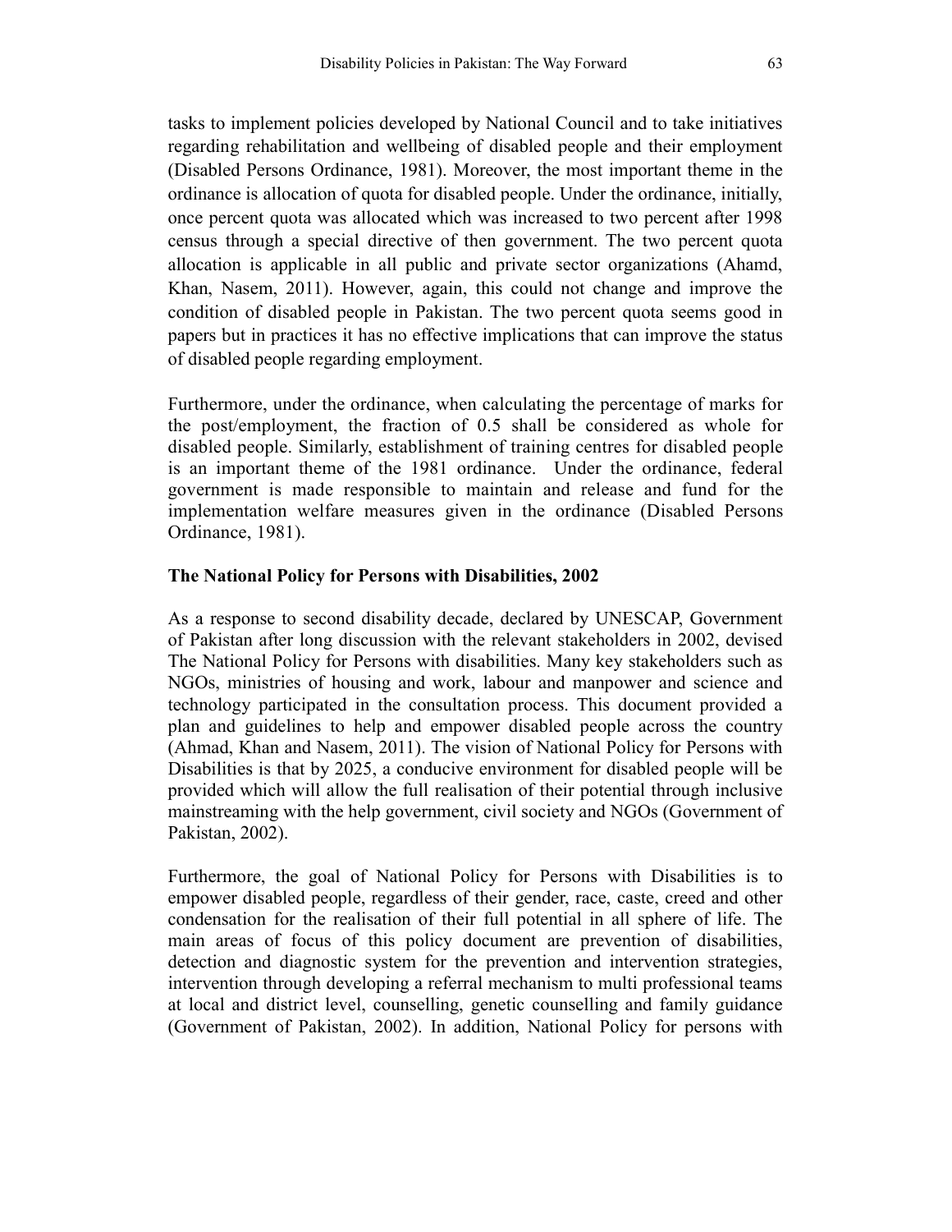tasks to implement policies developed by National Council and to take initiatives regarding rehabilitation and wellbeing of disabled people and their employment (Disabled Persons Ordinance, 1981). Moreover, the most important theme in the ordinance is allocation of quota for disabled people. Under the ordinance, initially, once percent quota was allocated which was increased to two percent after 1998 census through a special directive of then government. The two percent quota allocation is applicable in all public and private sector organizations (Ahamd, Khan, Nasem, 2011). However, again, this could not change and improve the condition of disabled people in Pakistan. The two percent quota seems good in papers but in practices it has no effective implications that can improve the status of disabled people regarding employment.

Furthermore, under the ordinance, when calculating the percentage of marks for the post/employment, the fraction of 0.5 shall be considered as whole for disabled people. Similarly, establishment of training centres for disabled people is an important theme of the 1981 ordinance. Under the ordinance, federal government is made responsible to maintain and release and fund for the implementation welfare measures given in the ordinance (Disabled Persons Ordinance, 1981).

**The National Policy for Persons with Disabilities, 2002**

As a response to second disability decade, declared by UNESCAP, Government of Pakistan after long discussion with the relevant stakeholders in 2002, devised The National Policy for Persons with disabilities. Many key stakeholders such as NGOs, ministries of housing and work, labour and manpower and science and technology participated in the consultation process. This document provided a plan and guidelines to help and empower disabled people across the country (Ahmad, Khan and Nasem, 2011). The vision of National Policy for Persons with Disabilities is that by 2025, a conducive environment for disabled people will be provided which will allow the full realisation of their potential through inclusive mainstreaming with the help government, civil society and NGOs (Government of Pakistan, 2002).

Furthermore, the goal of National Policy for Persons with Disabilities is to empower disabled people, regardless of their gender, race, caste, creed and other condensation for the realisation of their full potential in all sphere of life. The main areas of focus of this policy document are prevention of disabilities, detection and diagnostic system for the prevention and intervention strategies, intervention through developing a referral mechanism to multi professional teams at local and district level, counselling, genetic counselling and family guidance (Government of Pakistan, 2002). In addition, National Policy for persons with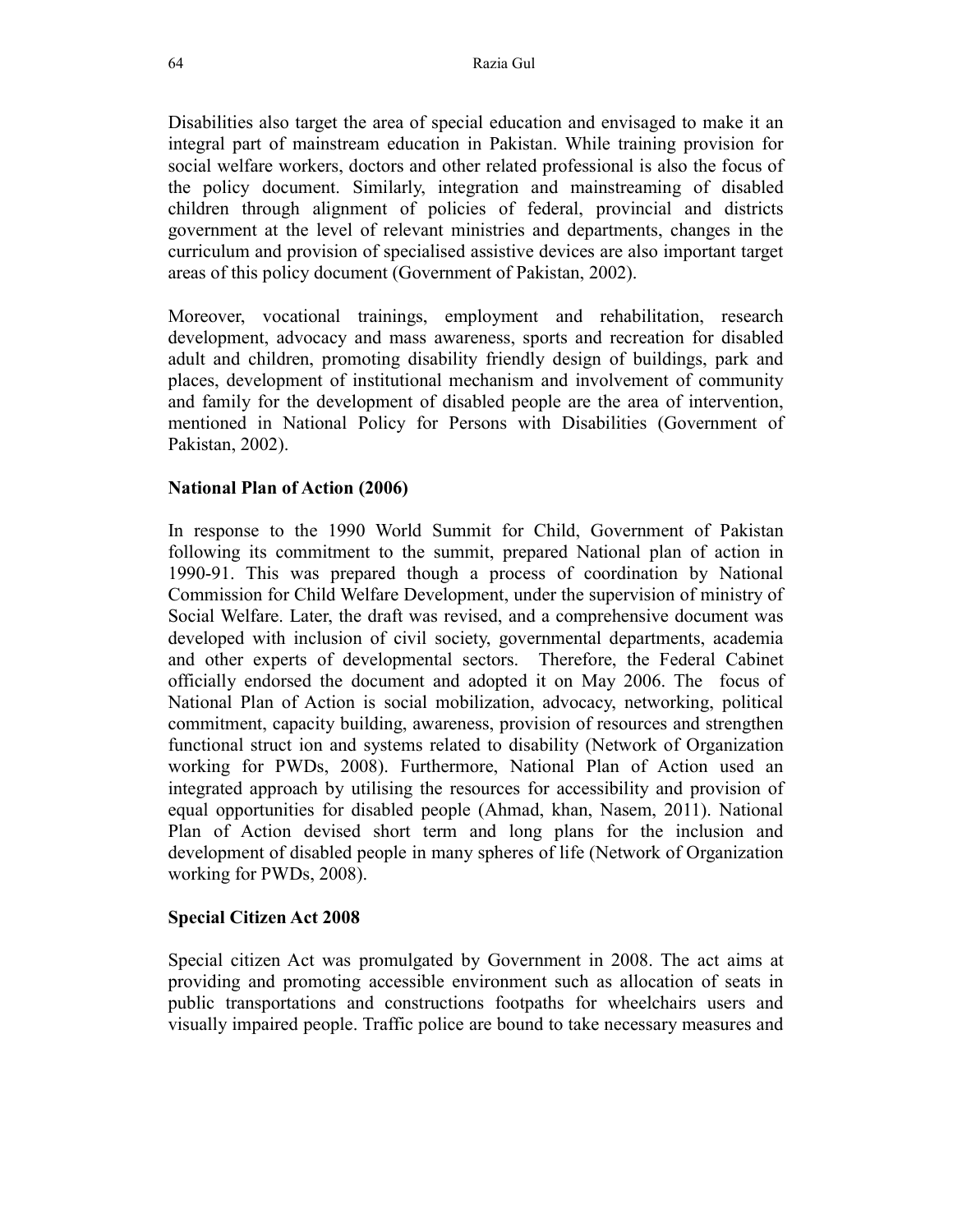Disabilities also target the area of special education and envisaged to make it an integral part of mainstream education in Pakistan. While training provision for social welfare workers, doctors and other related professional is also the focus of the policy document. Similarly, integration and mainstreaming of disabled children through alignment of policies of federal, provincial and districts government at the level of relevant ministries and departments, changes in the curriculum and provision of specialised assistive devices are also important target areas of this policy document (Government of Pakistan, 2002).

Moreover, vocational trainings, employment and rehabilitation, research development, advocacy and mass awareness, sports and recreation for disabled adult and children, promoting disability friendly design of buildings, park and places, development of institutional mechanism and involvement of community and family for the development of disabled people are the area of intervention, mentioned in National Policy for Persons with Disabilities (Government of Pakistan, 2002).

**National Plan of Action (2006)**

In response to the 1990 World Summit for Child, Government of Pakistan following its commitment to the summit, prepared National plan of action in 1990-91. This was prepared though a process of coordination by National Commission for Child Welfare Development, under the supervision of ministry of Social Welfare. Later, the draft was revised, and a comprehensive document was developed with inclusion of civil society, governmental departments, academia and other experts of developmental sectors. Therefore, the Federal Cabinet officially endorsed the document and adopted it on May 2006. The focus of National Plan of Action is social mobilization, advocacy, networking, political commitment, capacity building, awareness, provision of resources and strengthen functional struct ion and systems related to disability (Network of Organization working for PWDs, 2008). Furthermore, National Plan of Action used an integrated approach by utilising the resources for accessibility and provision of equal opportunities for disabled people (Ahmad, khan, Nasem, 2011). National Plan of Action devised short term and long plans for the inclusion and development of disabled people in many spheres of life (Network of Organization working for PWDs, 2008).

**Special Citizen Act 2008**

Special citizen Act was promulgated by Government in 2008. The act aims at providing and promoting accessible environment such as allocation of seats in public transportations and constructions footpaths for wheelchairs users and visually impaired people. Traffic police are bound to take necessary measures and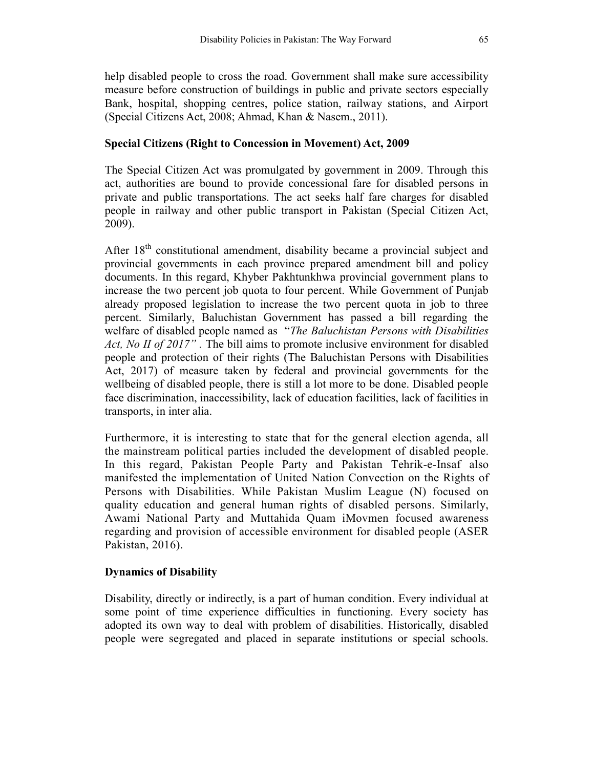help disabled people to cross the road. Government shall make sure accessibility measure before construction of buildings in public and private sectors especially Bank, hospital, shopping centres, police station, railway stations, and Airport (Special Citizens Act, 2008; Ahmad, Khan & Nasem., 2011).

### Special Citizens (Right to Concession in Movement) Act, 2009

The Special Citizen Act was promulgated by government in 2009. Through this act, authorities are bound to provide concessional fare for disabled persons in private and public transportations. The act seeks half fare charges for disabled people in railway and other public transport in Pakistan (Special Citizen Act, 2009).

After 18th constitutional amendment, disability became a provincial subject and provincial governments in each province prepared amendment bill and policy documents. In this regard, Khyber Pakhtunkhwa provincial government plans to increase the two percent job quota to four percent. While Government of Punjab already proposed legislation to increase the two percent quota in job to three percent. Similarly, Baluchistan Government has passed a bill regarding the welfare of disabled people named as "*The Baluchistan Persons with Disabilities Act, No II of 2017"* . The bill aims to promote inclusive environment for disabled people and protection of their rights (The Baluchistan Persons with Disabilities Act, 2017) of measure taken by federal and provincial governments for the wellbeing of disabled people, there is still a lot more to be done. Disabled people face discrimination, inaccessibility, lack of education facilities, lack of facilities in transports, in inter alia.

Furthermore, it is interesting to state that for the general election agenda, all the mainstream political parties included the development of disabled people. In this regard, Pakistan People Party and Pakistan Tehrik-e-Insaf also manifested the implementation of United Nation Convection on the Rights of Persons with Disabilities. While Pakistan Muslim League (N) focused on quality education and general human rights of disabled persons. Similarly, Awami National Party and Muttahida Quam iMovmen focused awareness regarding and provision of accessible environment for disabled people (ASER Pakistan, 2016).

### Dynamics of Disability

Disability, directly or indirectly, is a part of human condition. Every individual at some point of time experience difficulties in functioning. Every society has adopted its own way to deal with problem of disabilities. Historically, disabled people were segregated and placed in separate institutions or special schools.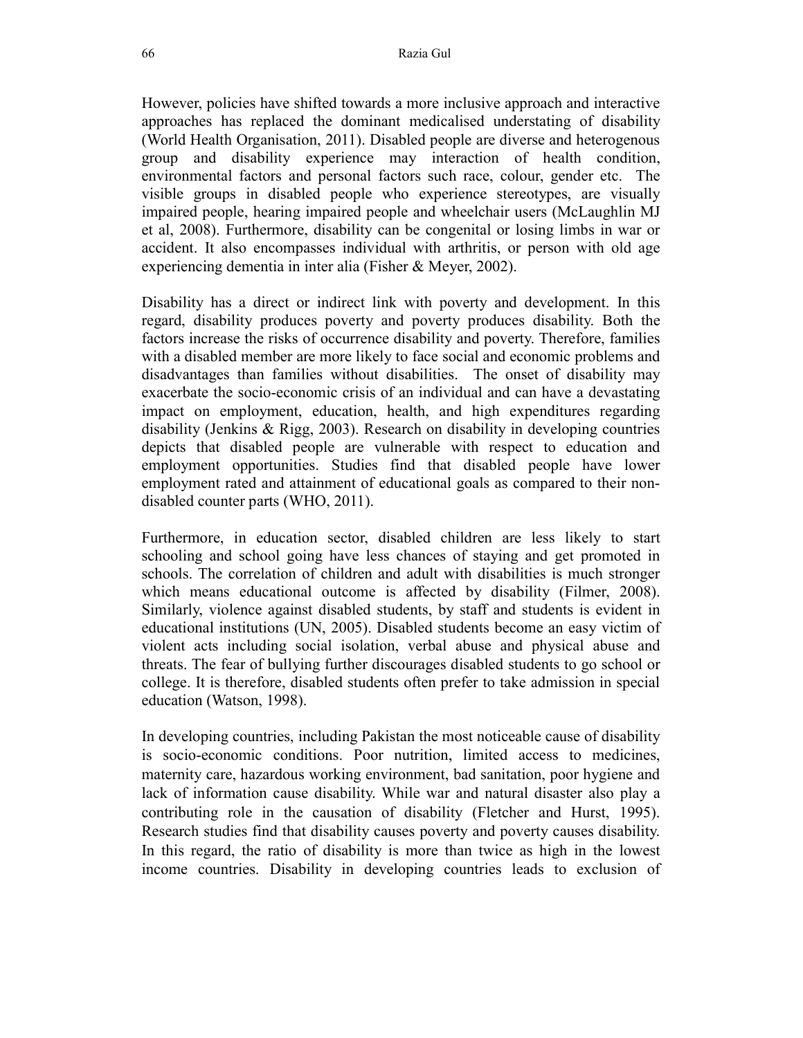However, policies have shifted towards a more inclusive approach and interactive approaches has replaced the dominant medicalised understating of disability (World Health Organisation, 2011). Disabled people are diverse and heterogenous group and disability experience may interaction of health condition, environmental factors and personal factors such race, colour, gender etc. The visible groups in disabled people who experience stereotypes, are visually impaired people, hearing impaired people and wheelchair users (McLaughlin MJ et al, 2008). Furthermore, disability can be congenital or losing limbs in war or accident. It also encompasses individual with arthritis, or person with old age experiencing dementia in inter alia (Fisher & Meyer, 2002).

Disability has a direct or indirect link with poverty and development. In this regard, disability produces poverty and poverty produces disability. Both the factors increase the risks of occurrence disability and poverty. Therefore, families with a disabled member are more likely to face social and economic problems and disadvantages than families without disabilities. The onset of disability may exacerbate the socio-economic crisis of an individual and can have a devastating impact on employment, education, health, and high expenditures regarding disability (Jenkins & Rigg, 2003). Research on disability in developing countries depicts that disabled people are vulnerable with respect to education and employment opportunities. Studies find that disabled people have lower employment rated and attainment of educational goals as compared to their non-disabled counter parts (WHO, 2011).

Furthermore, in education sector, disabled children are less likely to start schooling and school going have less chances of staying and get promoted in schools. The correlation of children and adult with disabilities is much stronger which means educational outcome is affected by disability (Filmer, 2008). Similarly, violence against disabled students, by staff and students is evident in educational institutions (UN, 2005). Disabled students become an easy victim of violent acts including social isolation, verbal abuse and physical abuse and threats. The fear of bullying further discourages disabled students to go school or college. It is therefore, disabled students often prefer to take admission in special education (Watson, 1998).

In developing countries, including Pakistan the most noticeable cause of disability is socio-economic conditions. Poor nutrition, limited access to medicines, maternity care, hazardous working environment, bad sanitation, poor hygiene and lack of information cause disability. While war and natural disaster also play a contributing role in the causation of disability (Fletcher and Hurst, 1995). Research studies find that disability causes poverty and poverty causes disability. In this regard, the ratio of disability is more than twice as high in the lowest income countries. Disability in developing countries leads to exclusion of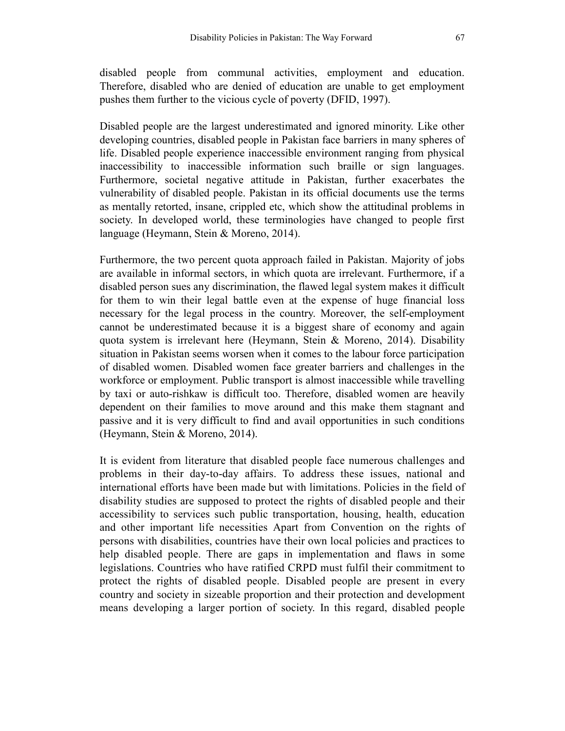disabled people from communal activities, employment and education. Therefore, disabled who are denied of education are unable to get employment pushes them further to the vicious cycle of poverty (DFID, 1997).

Disabled people are the largest underestimated and ignored minority. Like other developing countries, disabled people in Pakistan face barriers in many spheres of life. Disabled people experience inaccessible environment ranging from physical inaccessibility to inaccessible information such braille or sign languages. Furthermore, societal negative attitude in Pakistan, further exacerbates the vulnerability of disabled people. Pakistan in its official documents use the terms as mentally retorted, insane, crippled etc, which show the attitudinal problems in society. In developed world, these terminologies have changed to people first language (Heymann, Stein & Moreno, 2014).

Furthermore, the two percent quota approach failed in Pakistan. Majority of jobs are available in informal sectors, in which quota are irrelevant. Furthermore, if a disabled person sues any discrimination, the flawed legal system makes it difficult for them to win their legal battle even at the expense of huge financial loss necessary for the legal process in the country. Moreover, the self-employment cannot be underestimated because it is a biggest share of economy and again quota system is irrelevant here (Heymann, Stein & Moreno, 2014). Disability situation in Pakistan seems worsen when it comes to the labour force participation of disabled women. Disabled women face greater barriers and challenges in the workforce or employment. Public transport is almost inaccessible while travelling by taxi or auto-rishkaw is difficult too. Therefore, disabled women are heavily dependent on their families to move around and this make them stagnant and passive and it is very difficult to find and avail opportunities in such conditions (Heymann, Stein & Moreno, 2014).

It is evident from literature that disabled people face numerous challenges and problems in their day-to-day affairs. To address these issues, national and international efforts have been made but with limitations. Policies in the field of disability studies are supposed to protect the rights of disabled people and their accessibility to services such public transportation, housing, health, education and other important life necessities Apart from Convention on the rights of persons with disabilities, countries have their own local policies and practices to help disabled people. There are gaps in implementation and flaws in some legislations. Countries who have ratified CRPD must fulfil their commitment to protect the rights of disabled people. Disabled people are present in every country and society in sizeable proportion and their protection and development means developing a larger portion of society. In this regard, disabled people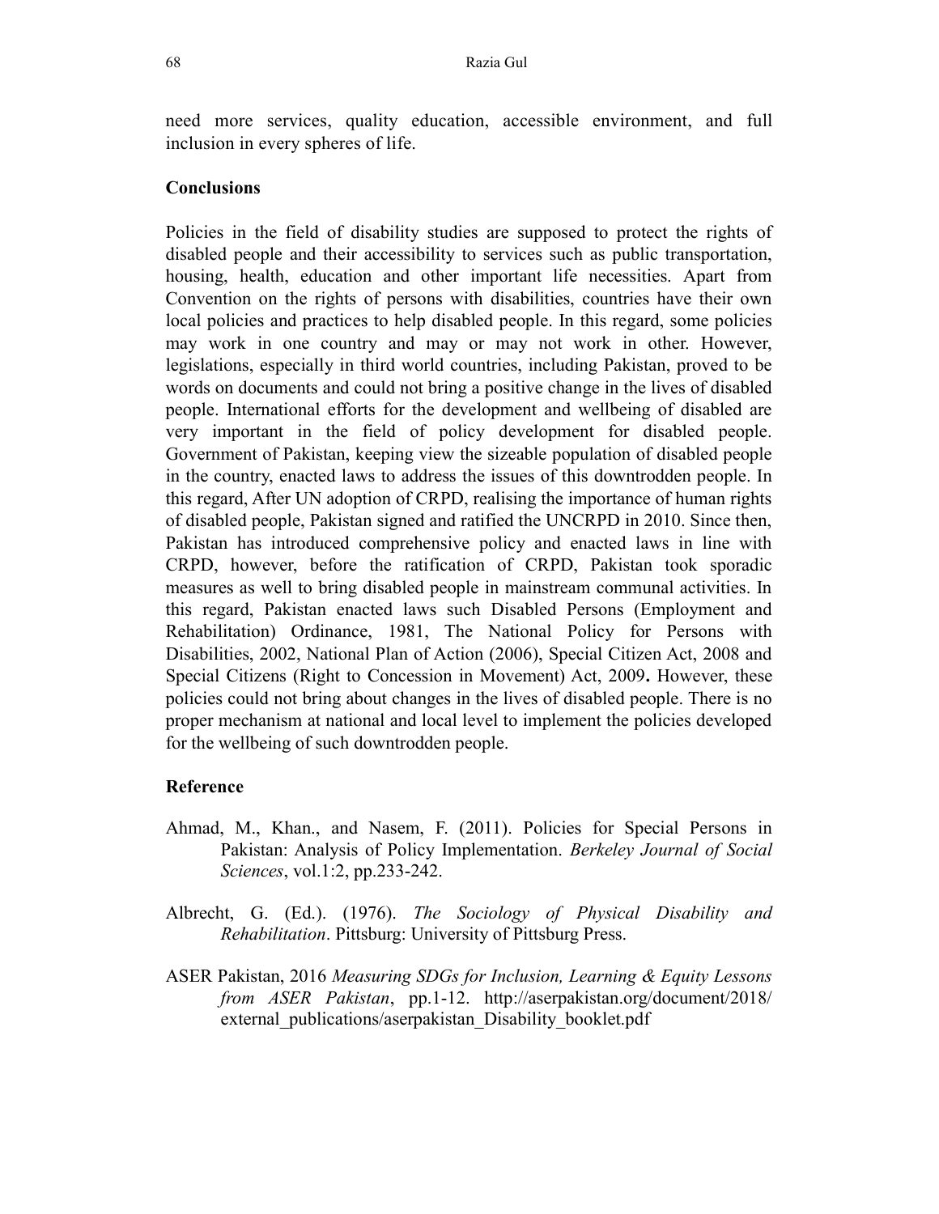need more services, quality education, accessible environment, and full inclusion in every spheres of life.

## Conclusions

Policies in the field of disability studies are supposed to protect the rights of disabled people and their accessibility to services such as public transportation, housing, health, education and other important life necessities. Apart from Convention on the rights of persons with disabilities, countries have their own local policies and practices to help disabled people. In this regard, some policies may work in one country and may or may not work in other. However, legislations, especially in third world countries, including Pakistan, proved to be words on documents and could not bring a positive change in the lives of disabled people. International efforts for the development and wellbeing of disabled are very important in the field of policy development for disabled people. Government of Pakistan, keeping view the sizeable population of disabled people in the country, enacted laws to address the issues of this downtrodden people. In this regard, After UN adoption of CRPD, realising the importance of human rights of disabled people, Pakistan signed and ratified the UNCRPD in 2010. Since then, Pakistan has introduced comprehensive policy and enacted laws in line with CRPD, however, before the ratification of CRPD, Pakistan took sporadic measures as well to bring disabled people in mainstream communal activities. In this regard, Pakistan enacted laws such Disabled Persons (Employment and Rehabilitation) Ordinance, 1981, The National Policy for Persons with Disabilities, 2002, National Plan of Action (2006), Special Citizen Act, 2008 and Special Citizens (Right to Concession in Movement) Act, 2009**.** However, these policies could not bring about changes in the lives of disabled people. There is no proper mechanism at national and local level to implement the policies developed for the wellbeing of such downtrodden people.

## Reference

Ahmad, M., Khan., and Nasem, F. (2011). Policies for Special Persons in Pakistan: Analysis of Policy Implementation. *Berkeley Journal of Social Sciences*, vol.1:2, pp.233-242.

Albrecht, G. (Ed.). (1976). *The Sociology of Physical Disability and Rehabilitation*. Pittsburg: University of Pittsburg Press.

ASER Pakistan, 2016 *Measuring SDGs for Inclusion, Learning & Equity Lessons from ASER Pakistan*, pp.1-12. http://aserpakistan.org/document/2018/external_publications/aserpakistan_Disability_booklet.pdf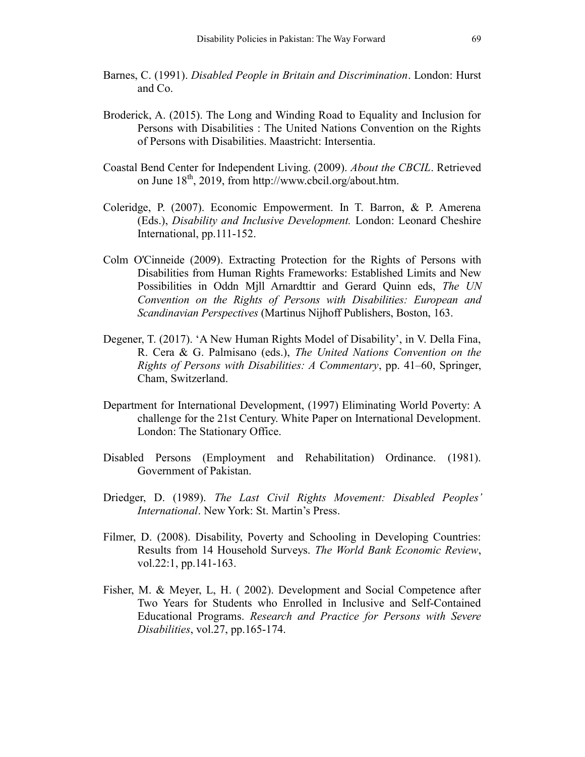Barnes, C. (1991). *Disabled People in Britain and Discrimination*. London: Hurst and Co.

Broderick, A. (2015). The Long and Winding Road to Equality and Inclusion for Persons with Disabilities : The United Nations Convention on the Rights of Persons with Disabilities. Maastricht: Intersentia.

Coastal Bend Center for Independent Living. (2009). *About the CBCIL*. Retrieved on June 18th, 2019, from http://www.cbcil.org/about.htm.

Coleridge, P. (2007). Economic Empowerment. In T. Barron, & P. Amerena (Eds.), *Disability and Inclusive Development.* London: Leonard Cheshire International, pp.111-152.

Colm O'Cinneide (2009). Extracting Protection for the Rights of Persons with Disabilities from Human Rights Frameworks: Established Limits and New Possibilities in Oddn Mjll Arnardttir and Gerard Quinn eds, *The UN Convention on the Rights of Persons with Disabilities: European and Scandinavian Perspectives* (Martinus Nijhoff Publishers, Boston, 163.

Degener, T. (2017). 'A New Human Rights Model of Disability', in V. Della Fina, R. Cera & G. Palmisano (eds.), *The United Nations Convention on the Rights of Persons with Disabilities: A Commentary*, pp. 41–60, Springer, Cham, Switzerland.

Department for International Development, (1997) Eliminating World Poverty: A challenge for the 21st Century. White Paper on International Development. London: The Stationary Office.

Disabled Persons (Employment and Rehabilitation) Ordinance. (1981). Government of Pakistan.

Driedger, D. (1989). *The Last Civil Rights Movement: Disabled Peoples' International*. New York: St. Martin's Press.

Filmer, D. (2008). Disability, Poverty and Schooling in Developing Countries: Results from 14 Household Surveys. *The World Bank Economic Review*, vol.22:1, pp.141-163.

Fisher, M. & Meyer, L, H. ( 2002). Development and Social Competence after Two Years for Students who Enrolled in Inclusive and Self-Contained Educational Programs. *Research and Practice for Persons with Severe Disabilities*, vol.27, pp.165-174.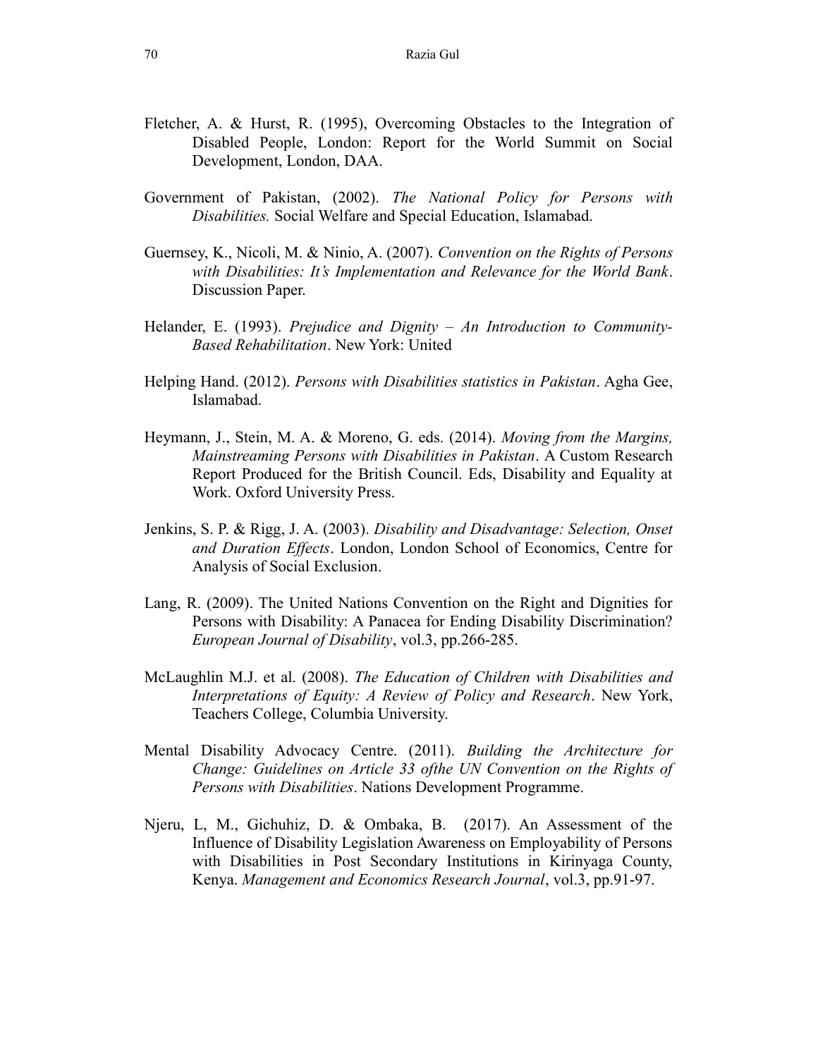Fletcher, A. & Hurst, R. (1995), Overcoming Obstacles to the Integration of Disabled People, London: Report for the World Summit on Social Development, London, DAA.

Government of Pakistan, (2002). *The National Policy for Persons with Disabilities.* Social Welfare and Special Education, Islamabad.

Guernsey, K., Nicoli, M. & Ninio, A. (2007). *Convention on the Rights of Persons with Disabilities: It's Implementation and Relevance for the World Bank*. Discussion Paper.

Helander, E. (1993). *Prejudice and Dignity – An Introduction to Community-Based Rehabilitation*. New York: United

Helping Hand. (2012). *Persons with Disabilities statistics in Pakistan*. Agha Gee, Islamabad.

Heymann, J., Stein, M. A. & Moreno, G. eds. (2014). *Moving from the Margins, Mainstreaming Persons with Disabilities in Pakistan*. A Custom Research Report Produced for the British Council. Eds, Disability and Equality at Work. Oxford University Press.

Jenkins, S. P. & Rigg, J. A. (2003). *Disability and Disadvantage: Selection, Onset and Duration Effects*. London, London School of Economics, Centre for Analysis of Social Exclusion.

Lang, R. (2009). The United Nations Convention on the Right and Dignities for Persons with Disability: A Panacea for Ending Disability Discrimination? *European Journal of Disability*, vol.3, pp.266-285.

McLaughlin M.J. et al. (2008). *The Education of Children with Disabilities and Interpretations of Equity: A Review of Policy and Research*. New York, Teachers College, Columbia University.

Mental Disability Advocacy Centre. (2011). *Building the Architecture for Change: Guidelines on Article 33 ofthe UN Convention on the Rights of Persons with Disabilities*. Nations Development Programme.

Njeru, L, M., Gichuhiz, D. & Ombaka, B. (2017). An Assessment of the Influence of Disability Legislation Awareness on Employability of Persons with Disabilities in Post Secondary Institutions in Kirinyaga County, Kenya. *Management and Economics Research Journal*, vol.3, pp.91-97.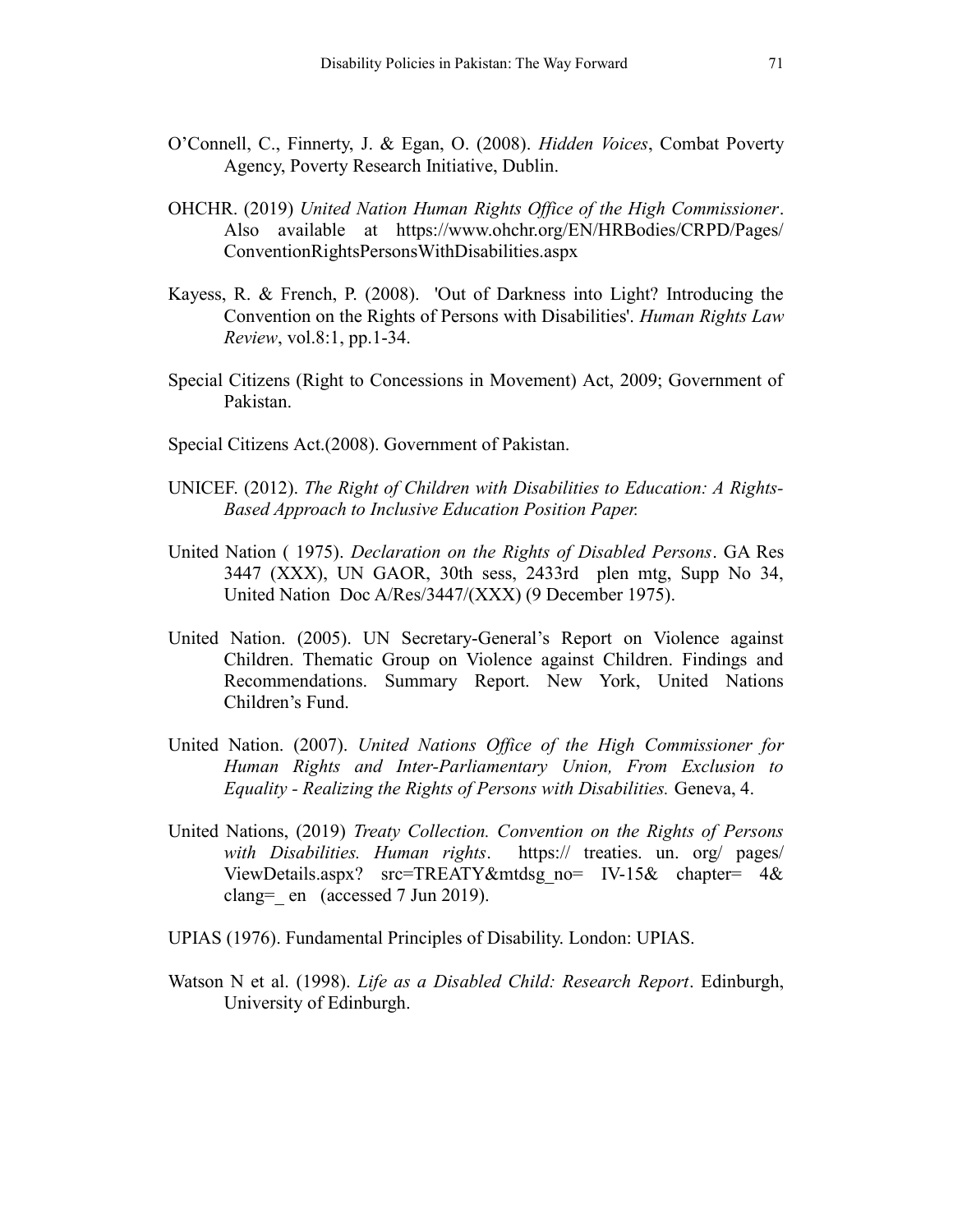O'Connell, C., Finnerty, J. & Egan, O. (2008). *Hidden Voices*, Combat Poverty Agency, Poverty Research Initiative, Dublin.

OHCHR. (2019) *United Nation Human Rights Office of the High Commissioner*. Also available at https://www.ohchr.org/EN/HRBodies/CRPD/Pages/ConventionRightsPersonsWithDisabilities.aspx

Kayess, R. & French, P. (2008). 'Out of Darkness into Light? Introducing the Convention on the Rights of Persons with Disabilities'. *Human Rights Law Review*, vol.8:1, pp.1-34.

Special Citizens (Right to Concessions in Movement) Act, 2009; Government of Pakistan.

Special Citizens Act.(2008). Government of Pakistan.

UNICEF. (2012). *The Right of Children with Disabilities to Education: A Rights-Based Approach to Inclusive Education Position Paper.*

United Nation ( 1975). *Declaration on the Rights of Disabled Persons*. GA Res 3447 (XXX), UN GAOR, 30th sess, 2433rd plen mtg, Supp No 34, United Nation Doc A/Res/3447/(XXX) (9 December 1975).

United Nation. (2005). UN Secretary-General's Report on Violence against Children. Thematic Group on Violence against Children. Findings and Recommendations. Summary Report. New York, United Nations Children's Fund.

United Nation. (2007). *United Nations Office of the High Commissioner for Human Rights and Inter-Parliamentary Union, From Exclusion to Equality - Realizing the Rights of Persons with Disabilities.* Geneva, 4.

United Nations, (2019) *Treaty Collection. Convention on the Rights of Persons with Disabilities. Human rights*. https:// treaties. un. org/ pages/ ViewDetails.aspx? src=TREATY&mtdsg_no= IV-15& chapter= 4& clang=_ en (accessed 7 Jun 2019).

UPIAS (1976). Fundamental Principles of Disability. London: UPIAS.

Watson N et al. (1998). *Life as a Disabled Child: Research Report*. Edinburgh, University of Edinburgh.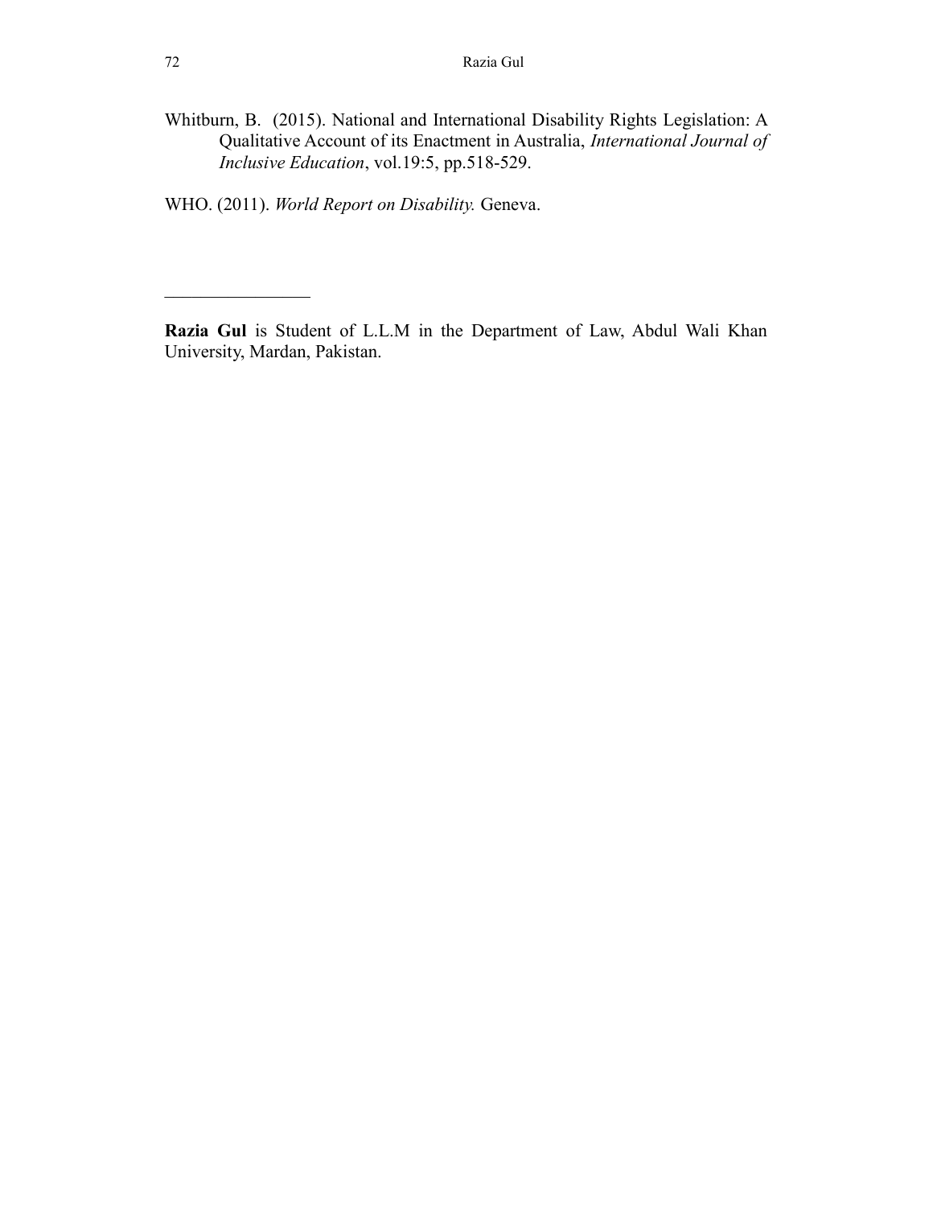Whitburn, B. (2015). National and International Disability Rights Legislation: A Qualitative Account of its Enactment in Australia, *International Journal of Inclusive Education*, vol.19:5, pp.518-529.

WHO. (2011). *World Report on Disability.* Geneva.

---

**Razia Gul** is Student of L.L.M in the Department of Law, Abdul Wali Khan University, Mardan, Pakistan.